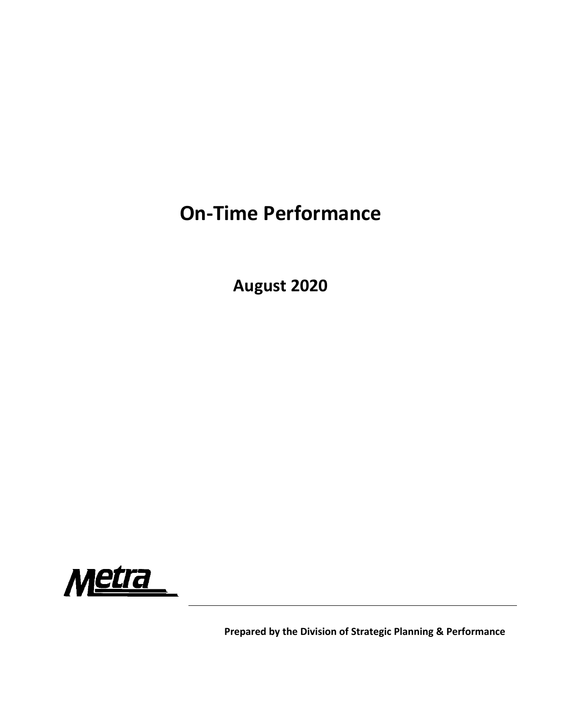# On-Time Performance

## August 2020

Metra

**Prepared by the Division of Strategic Planning & Performance**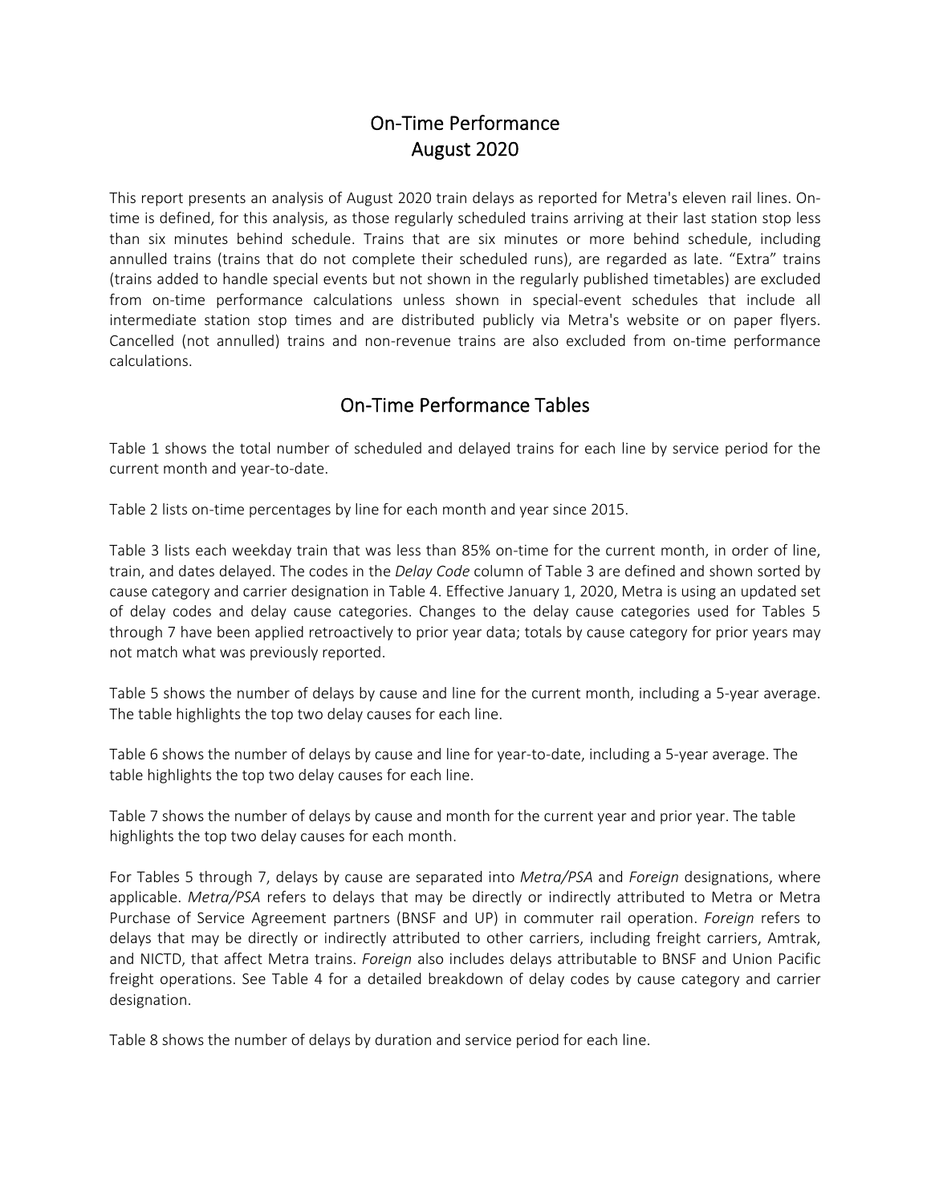# On-Time Performance
# August 2020

This report presents an analysis of August 2020 train delays as reported for Metra's eleven rail lines. On-time is defined, for this analysis, as those regularly scheduled trains arriving at their last station stop less than six minutes behind schedule. Trains that are six minutes or more behind schedule, including annulled trains (trains that do not complete their scheduled runs), are regarded as late. "Extra" trains (trains added to handle special events but not shown in the regularly published timetables) are excluded from on-time performance calculations unless shown in special-event schedules that include all intermediate station stop times and are distributed publicly via Metra's website or on paper flyers. Cancelled (not annulled) trains and non-revenue trains are also excluded from on-time performance calculations.

## On-Time Performance Tables

Table 1 shows the total number of scheduled and delayed trains for each line by service period for the current month and year-to-date.

Table 2 lists on-time percentages by line for each month and year since 2015.

Table 3 lists each weekday train that was less than 85% on-time for the current month, in order of line, train, and dates delayed. The codes in the *Delay Code* column of Table 3 are defined and shown sorted by cause category and carrier designation in Table 4. Effective January 1, 2020, Metra is using an updated set of delay codes and delay cause categories. Changes to the delay cause categories used for Tables 5 through 7 have been applied retroactively to prior year data; totals by cause category for prior years may not match what was previously reported.

Table 5 shows the number of delays by cause and line for the current month, including a 5-year average. The table highlights the top two delay causes for each line.

Table 6 shows the number of delays by cause and line for year-to-date, including a 5-year average. The table highlights the top two delay causes for each line.

Table 7 shows the number of delays by cause and month for the current year and prior year. The table highlights the top two delay causes for each month.

For Tables 5 through 7, delays by cause are separated into *Metra/PSA* and *Foreign* designations, where applicable. *Metra/PSA* refers to delays that may be directly or indirectly attributed to Metra or Metra Purchase of Service Agreement partners (BNSF and UP) in commuter rail operation. *Foreign* refers to delays that may be directly or indirectly attributed to other carriers, including freight carriers, Amtrak, and NICTD, that affect Metra trains. *Foreign* also includes delays attributable to BNSF and Union Pacific freight operations. See Table 4 for a detailed breakdown of delay codes by cause category and carrier designation.

Table 8 shows the number of delays by duration and service period for each line.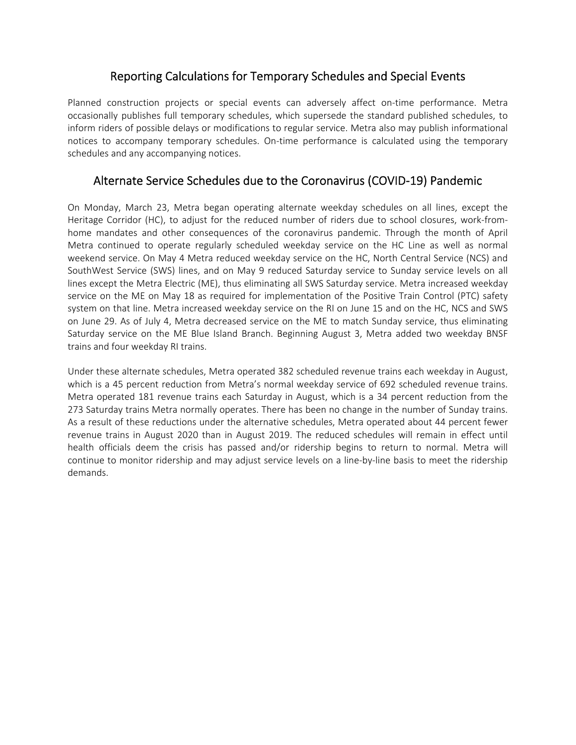## Reporting Calculations for Temporary Schedules and Special Events

Planned construction projects or special events can adversely affect on-time performance. Metra occasionally publishes full temporary schedules, which supersede the standard published schedules, to inform riders of possible delays or modifications to regular service. Metra also may publish informational notices to accompany temporary schedules. On-time performance is calculated using the temporary schedules and any accompanying notices.

## Alternate Service Schedules due to the Coronavirus (COVID-19) Pandemic

On Monday, March 23, Metra began operating alternate weekday schedules on all lines, except the Heritage Corridor (HC), to adjust for the reduced number of riders due to school closures, work-from-home mandates and other consequences of the coronavirus pandemic. Through the month of April Metra continued to operate regularly scheduled weekday service on the HC Line as well as normal weekend service. On May 4 Metra reduced weekday service on the HC, North Central Service (NCS) and SouthWest Service (SWS) lines, and on May 9 reduced Saturday service to Sunday service levels on all lines except the Metra Electric (ME), thus eliminating all SWS Saturday service. Metra increased weekday service on the ME on May 18 as required for implementation of the Positive Train Control (PTC) safety system on that line. Metra increased weekday service on the RI on June 15 and on the HC, NCS and SWS on June 29. As of July 4, Metra decreased service on the ME to match Sunday service, thus eliminating Saturday service on the ME Blue Island Branch. Beginning August 3, Metra added two weekday BNSF trains and four weekday RI trains.

Under these alternate schedules, Metra operated 382 scheduled revenue trains each weekday in August, which is a 45 percent reduction from Metra's normal weekday service of 692 scheduled revenue trains. Metra operated 181 revenue trains each Saturday in August, which is a 34 percent reduction from the 273 Saturday trains Metra normally operates. There has been no change in the number of Sunday trains. As a result of these reductions under the alternative schedules, Metra operated about 44 percent fewer revenue trains in August 2020 than in August 2019. The reduced schedules will remain in effect until health officials deem the crisis has passed and/or ridership begins to return to normal. Metra will continue to monitor ridership and may adjust service levels on a line-by-line basis to meet the ridership demands.